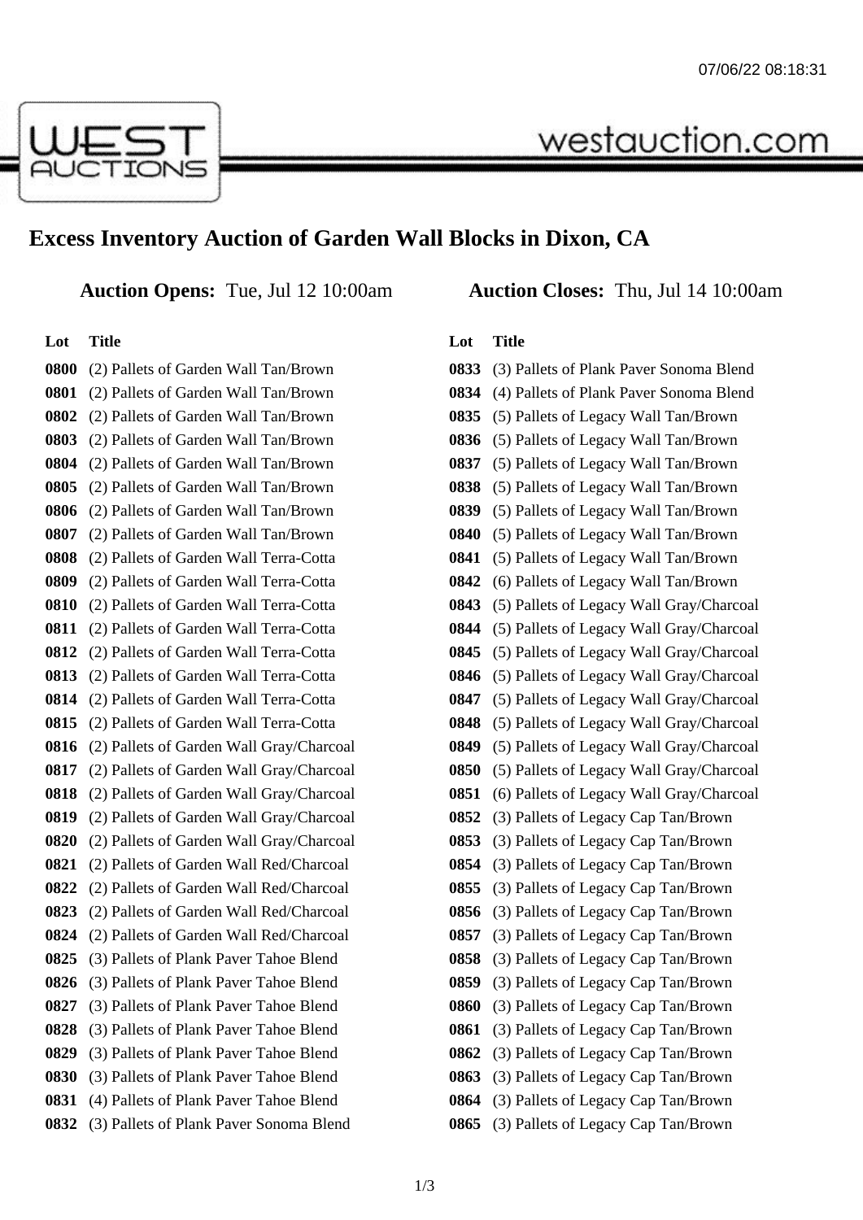# Excess Inventory Auction of Garden Wall Blocks in Dixon, CA

**Auction Opens:** Tue, Jul 12 10:00am **Auction Closes:** Thu, Jul 14 10:00am

| Lot | Title |
|---|---|
| 0800 | (2) Pallets of Garden Wall Tan/Brown |
| 0801 | (2) Pallets of Garden Wall Tan/Brown |
| 0802 | (2) Pallets of Garden Wall Tan/Brown |
| 0803 | (2) Pallets of Garden Wall Tan/Brown |
| 0804 | (2) Pallets of Garden Wall Tan/Brown |
| 0805 | (2) Pallets of Garden Wall Tan/Brown |
| 0806 | (2) Pallets of Garden Wall Tan/Brown |
| 0807 | (2) Pallets of Garden Wall Tan/Brown |
| 0808 | (2) Pallets of Garden Wall Terra-Cotta |
| 0809 | (2) Pallets of Garden Wall Terra-Cotta |
| 0810 | (2) Pallets of Garden Wall Terra-Cotta |
| 0811 | (2) Pallets of Garden Wall Terra-Cotta |
| 0812 | (2) Pallets of Garden Wall Terra-Cotta |
| 0813 | (2) Pallets of Garden Wall Terra-Cotta |
| 0814 | (2) Pallets of Garden Wall Terra-Cotta |
| 0815 | (2) Pallets of Garden Wall Terra-Cotta |
| 0816 | (2) Pallets of Garden Wall Gray/Charcoal |
| 0817 | (2) Pallets of Garden Wall Gray/Charcoal |
| 0818 | (2) Pallets of Garden Wall Gray/Charcoal |
| 0819 | (2) Pallets of Garden Wall Gray/Charcoal |
| 0820 | (2) Pallets of Garden Wall Gray/Charcoal |
| 0821 | (2) Pallets of Garden Wall Red/Charcoal |
| 0822 | (2) Pallets of Garden Wall Red/Charcoal |
| 0823 | (2) Pallets of Garden Wall Red/Charcoal |
| 0824 | (2) Pallets of Garden Wall Red/Charcoal |
| 0825 | (3) Pallets of Plank Paver Tahoe Blend |
| 0826 | (3) Pallets of Plank Paver Tahoe Blend |
| 0827 | (3) Pallets of Plank Paver Tahoe Blend |
| 0828 | (3) Pallets of Plank Paver Tahoe Blend |
| 0829 | (3) Pallets of Plank Paver Tahoe Blend |
| 0830 | (3) Pallets of Plank Paver Tahoe Blend |
| 0831 | (4) Pallets of Plank Paver Tahoe Blend |
| 0832 | (3) Pallets of Plank Paver Sonoma Blend |
| 0833 | (3) Pallets of Plank Paver Sonoma Blend |
| 0834 | (4) Pallets of Plank Paver Sonoma Blend |
| 0835 | (5) Pallets of Legacy Wall Tan/Brown |
| 0836 | (5) Pallets of Legacy Wall Tan/Brown |
| 0837 | (5) Pallets of Legacy Wall Tan/Brown |
| 0838 | (5) Pallets of Legacy Wall Tan/Brown |
| 0839 | (5) Pallets of Legacy Wall Tan/Brown |
| 0840 | (5) Pallets of Legacy Wall Tan/Brown |
| 0841 | (5) Pallets of Legacy Wall Tan/Brown |
| 0842 | (6) Pallets of Legacy Wall Tan/Brown |
| 0843 | (5) Pallets of Legacy Wall Gray/Charcoal |
| 0844 | (5) Pallets of Legacy Wall Gray/Charcoal |
| 0845 | (5) Pallets of Legacy Wall Gray/Charcoal |
| 0846 | (5) Pallets of Legacy Wall Gray/Charcoal |
| 0847 | (5) Pallets of Legacy Wall Gray/Charcoal |
| 0848 | (5) Pallets of Legacy Wall Gray/Charcoal |
| 0849 | (5) Pallets of Legacy Wall Gray/Charcoal |
| 0850 | (5) Pallets of Legacy Wall Gray/Charcoal |
| 0851 | (6) Pallets of Legacy Wall Gray/Charcoal |
| 0852 | (3) Pallets of Legacy Cap Tan/Brown |
| 0853 | (3) Pallets of Legacy Cap Tan/Brown |
| 0854 | (3) Pallets of Legacy Cap Tan/Brown |
| 0855 | (3) Pallets of Legacy Cap Tan/Brown |
| 0856 | (3) Pallets of Legacy Cap Tan/Brown |
| 0857 | (3) Pallets of Legacy Cap Tan/Brown |
| 0858 | (3) Pallets of Legacy Cap Tan/Brown |
| 0859 | (3) Pallets of Legacy Cap Tan/Brown |
| 0860 | (3) Pallets of Legacy Cap Tan/Brown |
| 0861 | (3) Pallets of Legacy Cap Tan/Brown |
| 0862 | (3) Pallets of Legacy Cap Tan/Brown |
| 0863 | (3) Pallets of Legacy Cap Tan/Brown |
| 0864 | (3) Pallets of Legacy Cap Tan/Brown |
| 0865 | (3) Pallets of Legacy Cap Tan/Brown |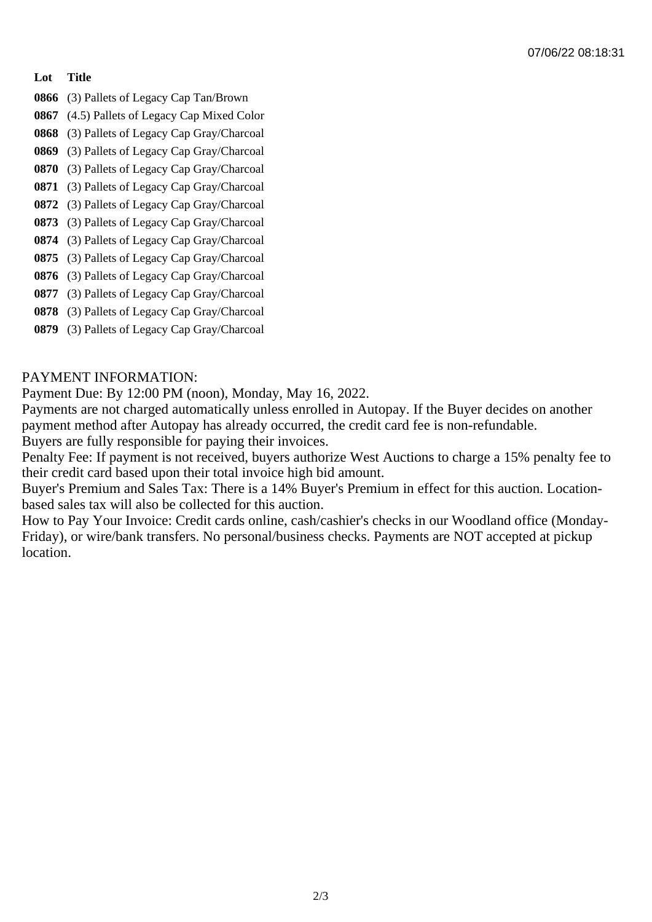| Lot | Title |
|---|---|
| **0866** | (3) Pallets of Legacy Cap Tan/Brown |
| **0867** | (4.5) Pallets of Legacy Cap Mixed Color |
| **0868** | (3) Pallets of Legacy Cap Gray/Charcoal |
| **0869** | (3) Pallets of Legacy Cap Gray/Charcoal |
| **0870** | (3) Pallets of Legacy Cap Gray/Charcoal |
| **0871** | (3) Pallets of Legacy Cap Gray/Charcoal |
| **0872** | (3) Pallets of Legacy Cap Gray/Charcoal |
| **0873** | (3) Pallets of Legacy Cap Gray/Charcoal |
| **0874** | (3) Pallets of Legacy Cap Gray/Charcoal |
| **0875** | (3) Pallets of Legacy Cap Gray/Charcoal |
| **0876** | (3) Pallets of Legacy Cap Gray/Charcoal |
| **0877** | (3) Pallets of Legacy Cap Gray/Charcoal |
| **0878** | (3) Pallets of Legacy Cap Gray/Charcoal |
| **0879** | (3) Pallets of Legacy Cap Gray/Charcoal |

PAYMENT INFORMATION:

Payment Due: By 12:00 PM (noon), Monday, May 16, 2022.

Payments are not charged automatically unless enrolled in Autopay. If the Buyer decides on another payment method after Autopay has already occurred, the credit card fee is non-refundable.

Buyers are fully responsible for paying their invoices.

Penalty Fee: If payment is not received, buyers authorize West Auctions to charge a 15% penalty fee to their credit card based upon their total invoice high bid amount.

Buyer's Premium and Sales Tax: There is a 14% Buyer's Premium in effect for this auction. Location-based sales tax will also be collected for this auction.

How to Pay Your Invoice: Credit cards online, cash/cashier's checks in our Woodland office (Monday-Friday), or wire/bank transfers. No personal/business checks. Payments are NOT accepted at pickup location.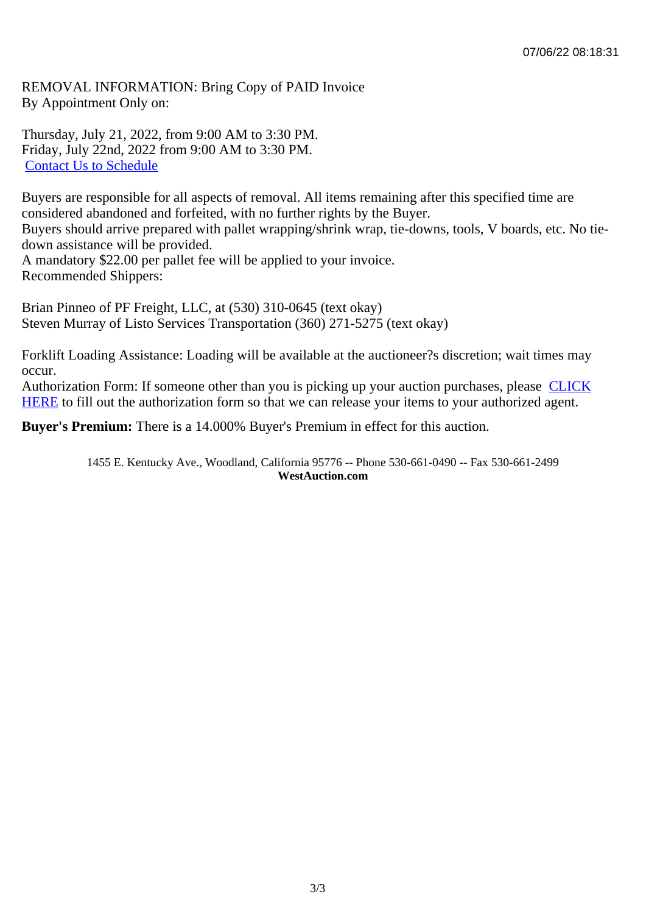REMOVAL INFORMATION: Bring Copy of PAID Invoice
By Appointment Only on:

Thursday, July 21, 2022, from 9:00 AM to 3:30 PM.
Friday, July 22nd, 2022 from 9:00 AM to 3:30 PM.
Contact Us to Schedule

Buyers are responsible for all aspects of removal. All items remaining after this specified time are considered abandoned and forfeited, with no further rights by the Buyer.
Buyers should arrive prepared with pallet wrapping/shrink wrap, tie-downs, tools, V boards, etc. No tie-down assistance will be provided.
A mandatory $22.00 per pallet fee will be applied to your invoice.
Recommended Shippers:

Brian Pinneo of PF Freight, LLC, at (530) 310-0645 (text okay)
Steven Murray of Listo Services Transportation (360) 271-5275 (text okay)

Forklift Loading Assistance: Loading will be available at the auctioneer?s discretion; wait times may occur.
Authorization Form: If someone other than you is picking up your auction purchases, please CLICK HERE to fill out the authorization form so that we can release your items to your authorized agent.

**Buyer's Premium:** There is a 14.000% Buyer's Premium in effect for this auction.

1455 E. Kentucky Ave., Woodland, California 95776 -- Phone 530-661-0490 -- Fax 530-661-2499
**WestAuction.com**